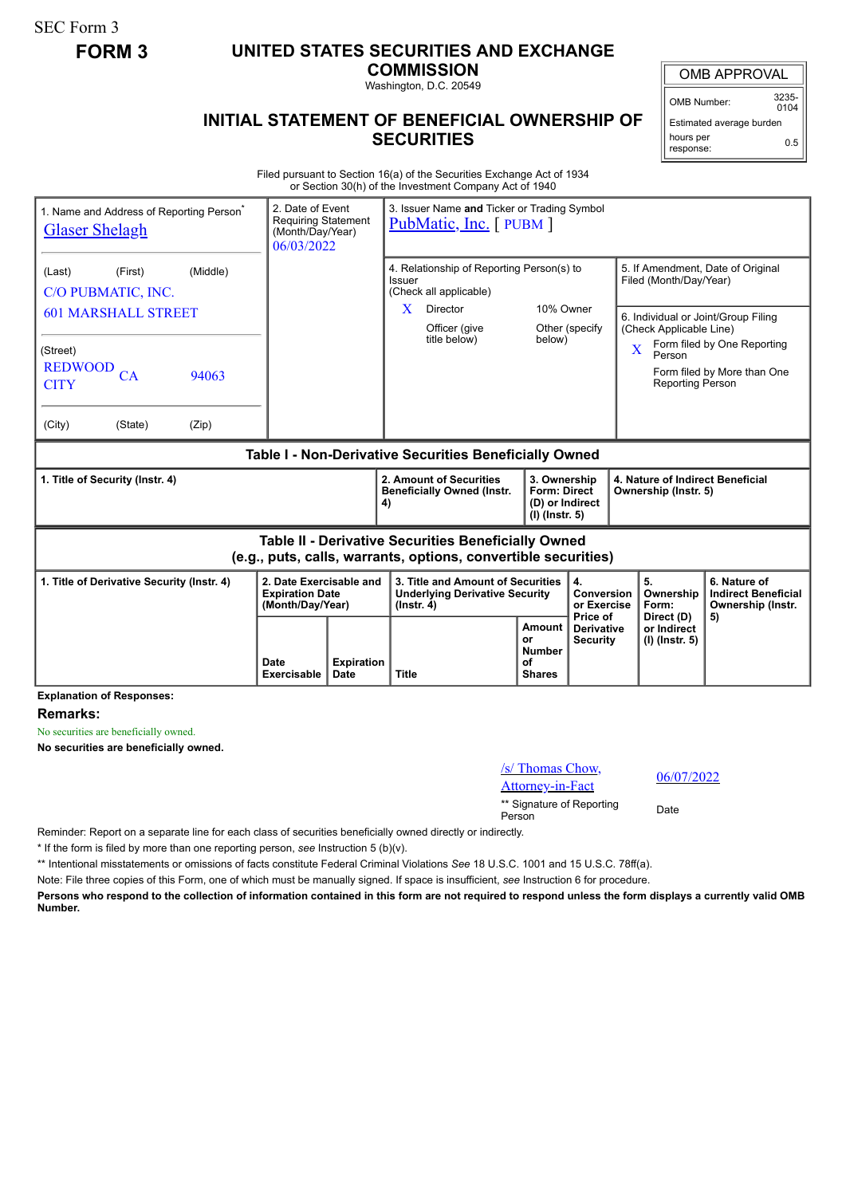SEC Form 3

**FORM 3**

# UNITED STATES SECURITIES AND EXCHANGE COMMISSION

Washington, D.C. 20549

## INITIAL STATEMENT OF BENEFICIAL OWNERSHIP OF SECURITIES

| OMB APPROVAL | |
|---|---|
| OMB Number: | 3235-0104 |
| Estimated average burden hours per response: | 0.5 |

Filed pursuant to Section 16(a) of the Securities Exchange Act of 1934 or Section 30(h) of the Investment Company Act of 1940

| 1. Name and Address of Reporting Person* | 2. Date of Event Requiring Statement (Month/Day/Year) | 3. Issuer Name and Ticker or Trading Symbol |
|---|---|---|
| Glaser Shelagh | 06/03/2022 | PubMatic, Inc. [ PUBM ] |
| (Last) (First) (Middle)<br>C/O PUBMATIC, INC.<br>601 MARSHALL STREET | | 4. Relationship of Reporting Person(s) to Issuer (Check all applicable)<br>X Director<br>10% Owner<br>Officer (give title below)<br>Other (specify below) |
| (Street)<br>REDWOOD CITY CA 94063 | | 5. If Amendment, Date of Original Filed (Month/Day/Year) |
| (City) (State) (Zip) | | 6. Individual or Joint/Group Filing (Check Applicable Line)<br>X Form filed by One Reporting Person<br>Form filed by More than One Reporting Person |

**Table I - Non-Derivative Securities Beneficially Owned**

| 1. Title of Security (Instr. 4) | 2. Amount of Securities Beneficially Owned (Instr. 4) | 3. Ownership Form: Direct (D) or Indirect (I) (Instr. 5) | 4. Nature of Indirect Beneficial Ownership (Instr. 5) |
|---|---|---|---|

**Table II - Derivative Securities Beneficially Owned (e.g., puts, calls, warrants, options, convertible securities)**

| 1. Title of Derivative Security (Instr. 4) | 2. Date Exercisable and Expiration Date (Month/Day/Year) | | 3. Title and Amount of Securities Underlying Derivative Security (Instr. 4) | | 4. Conversion or Exercise Price of Derivative Security | 5. Ownership Form: Direct (D) or Indirect (I) (Instr. 5) | 6. Nature of Indirect Beneficial Ownership (Instr. 5) |
|---|---|---|---|---|---|---|---|
| | Date Exercisable | Expiration Date | Title | Amount or Number of Shares | | | |

**Explanation of Responses:**

**Remarks:**

No securities are beneficially owned.

**No securities are beneficially owned.**

| /s/ Thomas Chow, Attorney-in-Fact | 06/07/2022 |
|---|---|
| ** Signature of Reporting Person | Date |

Reminder: Report on a separate line for each class of securities beneficially owned directly or indirectly.

* If the form is filed by more than one reporting person, *see* Instruction 5 (b)(v).

** Intentional misstatements or omissions of facts constitute Federal Criminal Violations *See* 18 U.S.C. 1001 and 15 U.S.C. 78ff(a).

Note: File three copies of this Form, one of which must be manually signed. If space is insufficient, *see* Instruction 6 for procedure.

**Persons who respond to the collection of information contained in this form are not required to respond unless the form displays a currently valid OMB Number.**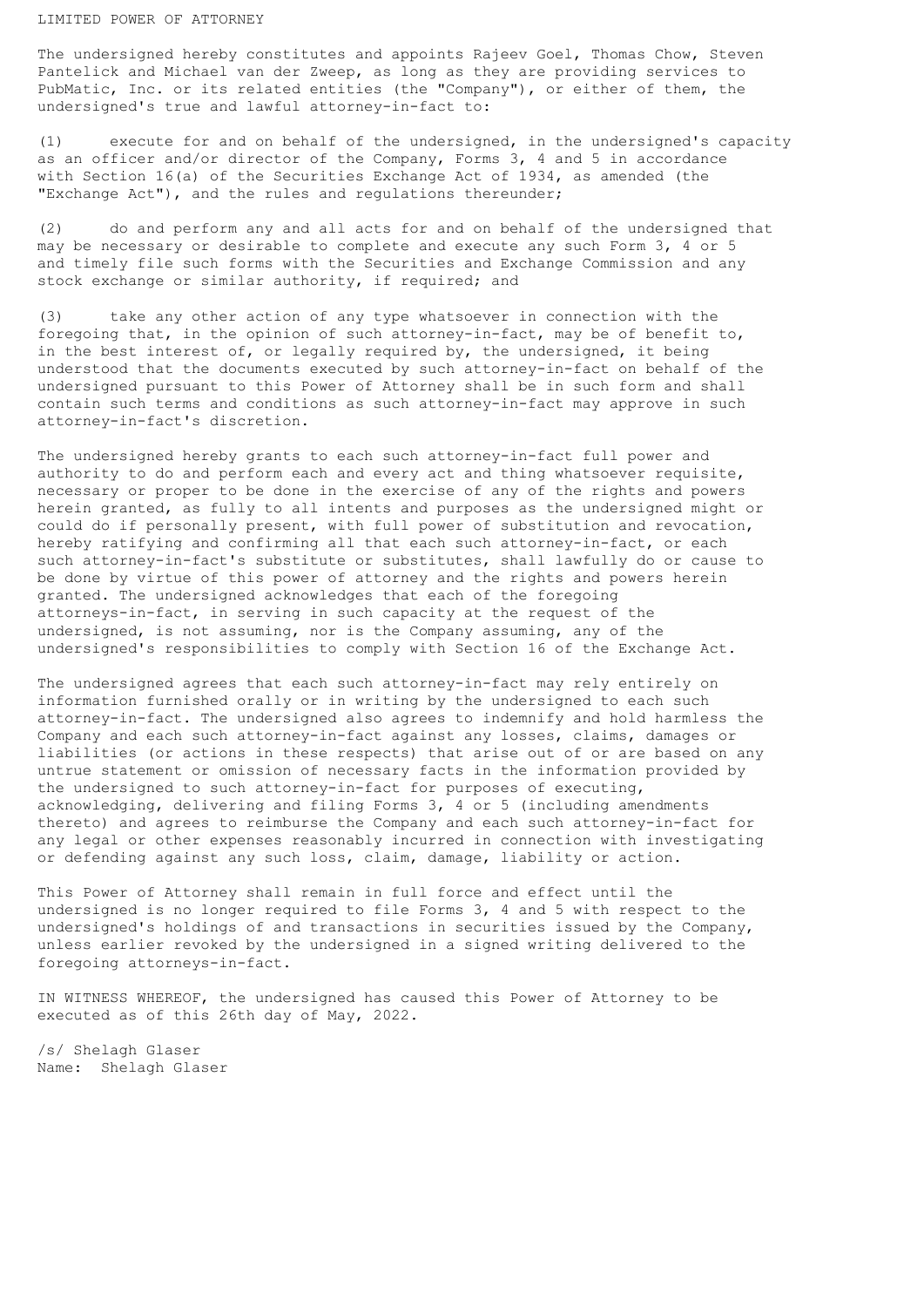# LIMITED POWER OF ATTORNEY

The undersigned hereby constitutes and appoints Rajeev Goel, Thomas Chow, Steven Pantelick and Michael van der Zweep, as long as they are providing services to PubMatic, Inc. or its related entities (the "Company"), or either of them, the undersigned's true and lawful attorney-in-fact to:

(1) execute for and on behalf of the undersigned, in the undersigned's capacity as an officer and/or director of the Company, Forms 3, 4 and 5 in accordance with Section 16(a) of the Securities Exchange Act of 1934, as amended (the "Exchange Act"), and the rules and regulations thereunder;

(2) do and perform any and all acts for and on behalf of the undersigned that may be necessary or desirable to complete and execute any such Form 3, 4 or 5 and timely file such forms with the Securities and Exchange Commission and any stock exchange or similar authority, if required; and

(3) take any other action of any type whatsoever in connection with the foregoing that, in the opinion of such attorney-in-fact, may be of benefit to, in the best interest of, or legally required by, the undersigned, it being understood that the documents executed by such attorney-in-fact on behalf of the undersigned pursuant to this Power of Attorney shall be in such form and shall contain such terms and conditions as such attorney-in-fact may approve in such attorney-in-fact's discretion.

The undersigned hereby grants to each such attorney-in-fact full power and authority to do and perform each and every act and thing whatsoever requisite, necessary or proper to be done in the exercise of any of the rights and powers herein granted, as fully to all intents and purposes as the undersigned might or could do if personally present, with full power of substitution and revocation, hereby ratifying and confirming all that each such attorney-in-fact, or each such attorney-in-fact's substitute or substitutes, shall lawfully do or cause to be done by virtue of this power of attorney and the rights and powers herein granted. The undersigned acknowledges that each of the foregoing attorneys-in-fact, in serving in such capacity at the request of the undersigned, is not assuming, nor is the Company assuming, any of the undersigned's responsibilities to comply with Section 16 of the Exchange Act.

The undersigned agrees that each such attorney-in-fact may rely entirely on information furnished orally or in writing by the undersigned to each such attorney-in-fact. The undersigned also agrees to indemnify and hold harmless the Company and each such attorney-in-fact against any losses, claims, damages or liabilities (or actions in these respects) that arise out of or are based on any untrue statement or omission of necessary facts in the information provided by the undersigned to such attorney-in-fact for purposes of executing, acknowledging, delivering and filing Forms 3, 4 or 5 (including amendments thereto) and agrees to reimburse the Company and each such attorney-in-fact for any legal or other expenses reasonably incurred in connection with investigating or defending against any such loss, claim, damage, liability or action.

This Power of Attorney shall remain in full force and effect until the undersigned is no longer required to file Forms 3, 4 and 5 with respect to the undersigned's holdings of and transactions in securities issued by the Company, unless earlier revoked by the undersigned in a signed writing delivered to the foregoing attorneys-in-fact.

IN WITNESS WHEREOF, the undersigned has caused this Power of Attorney to be executed as of this 26th day of May, 2022.

/s/ Shelagh Glaser
Name: Shelagh Glaser